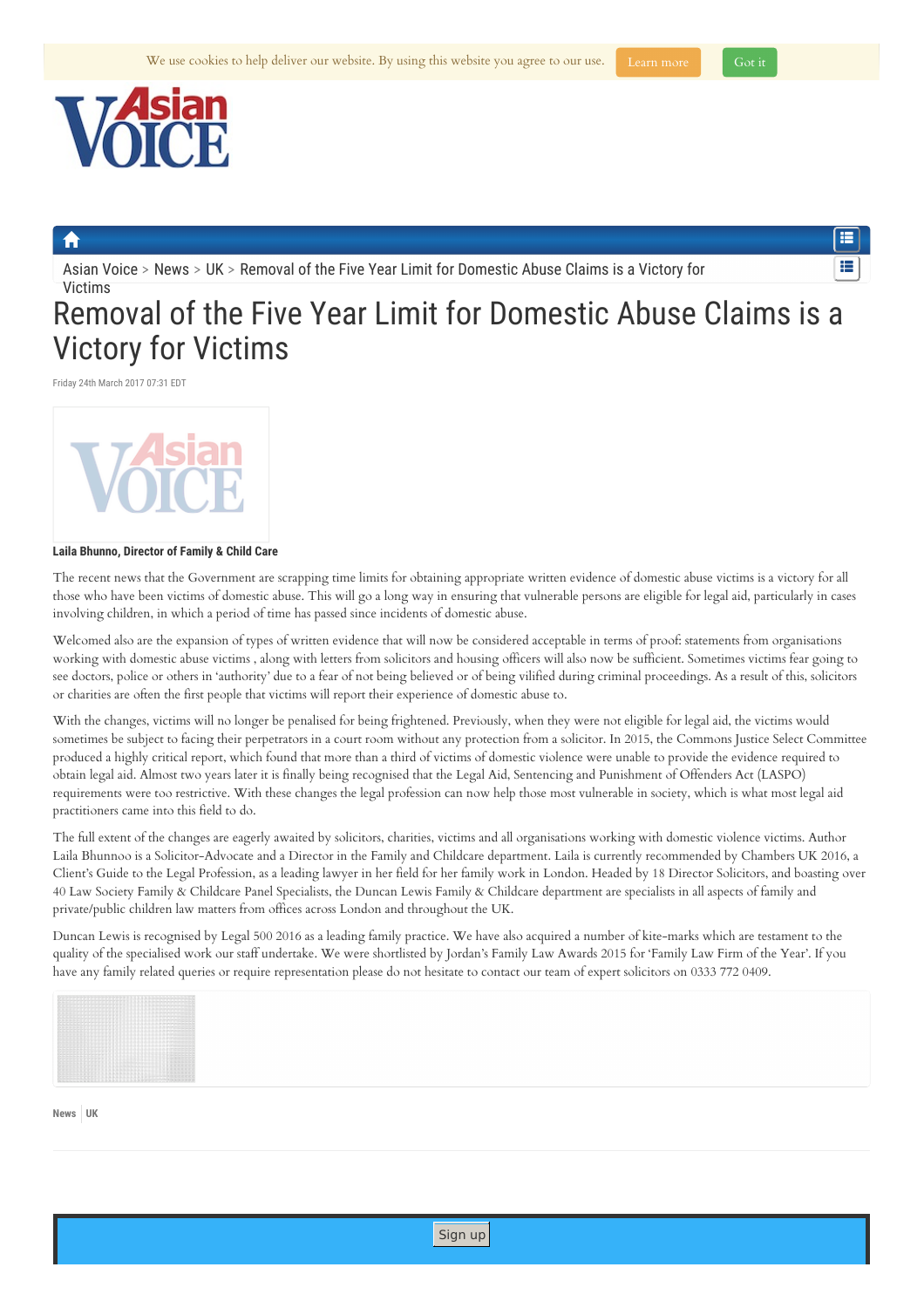Asian Voice > News > UK > Removal of the Five Year Limit for Domestic Abuse Claims is a Victory for Victims

# Removal of the Five Year Limit for Domestic Abuse Claims is a Victory for Victims

Friday 24th March 2017 07:31 EDT

**Laila Bhunno, Director of Family & Child Care**

The recent news that the Government are scrapping time limits for obtaining appropriate written evidence of domestic abuse victims is a victory for all those who have been victims of domestic abuse. This will go a long way in ensuring that vulnerable persons are eligible for legal aid, particularly in cases involving children, in which a period of time has passed since incidents of domestic abuse.

Welcomed also are the expansion of types of written evidence that will now be considered acceptable in terms of proof: statements from organisations working with domestic abuse victims , along with letters from solicitors and housing officers will also now be sufficient. Sometimes victims fear going to see doctors, police or others in 'authority' due to a fear of not being believed or of being vilified during criminal proceedings. As a result of this, solicitors or charities are often the first people that victims will report their experience of domestic abuse to.

With the changes, victims will no longer be penalised for being frightened. Previously, when they were not eligible for legal aid, the victims would sometimes be subject to facing their perpetrators in a court room without any protection from a solicitor. In 2015, the Commons Justice Select Committee produced a highly critical report, which found that more than a third of victims of domestic violence were unable to provide the evidence required to obtain legal aid. Almost two years later it is finally being recognised that the Legal Aid, Sentencing and Punishment of Offenders Act (LASPO) requirements were too restrictive. With these changes the legal profession can now help those most vulnerable in society, which is what most legal aid practitioners came into this field to do.

The full extent of the changes are eagerly awaited by solicitors, charities, victims and all organisations working with domestic violence victims. Author Laila Bhunnoo is a Solicitor-Advocate and a Director in the Family and Childcare department. Laila is currently recommended by Chambers UK 2016, a Client's Guide to the Legal Profession, as a leading lawyer in her field for her family work in London. Headed by 18 Director Solicitors, and boasting over 40 Law Society Family & Childcare Panel Specialists, the Duncan Lewis Family & Childcare department are specialists in all aspects of family and private/public children law matters from offices across London and throughout the UK.

Duncan Lewis is recognised by Legal 500 2016 as a leading family practice. We have also acquired a number of kite-marks which are testament to the quality of the specialised work our staff undertake. We were shortlisted by Jordan's Family Law Awards 2015 for 'Family Law Firm of the Year'. If you have any family related queries or require representation please do not hesitate to contact our team of expert solicitors on 0333 772 0409.

News | UK

Sign up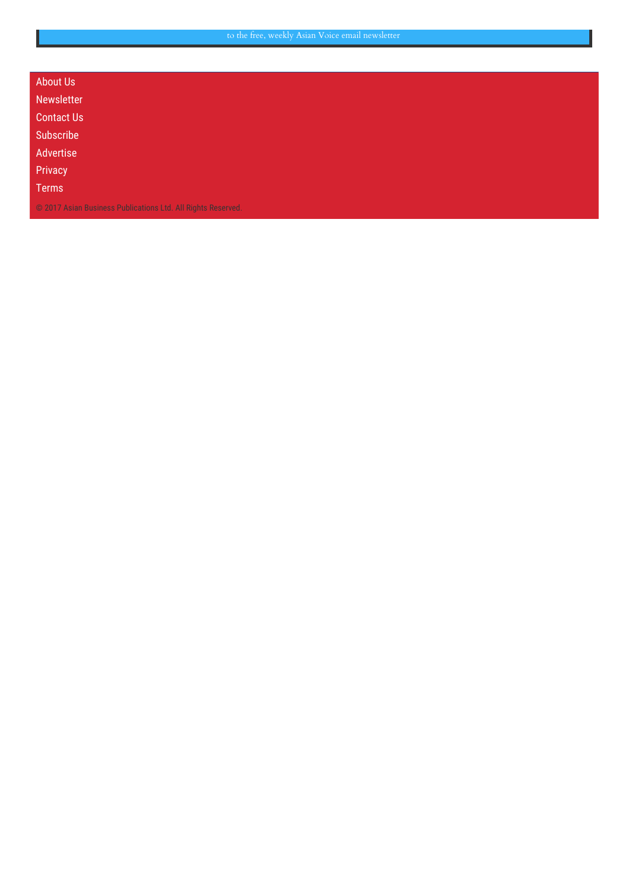to the free, weekly Asian Voice email newsletter

- About Us
- Newsletter
- Contact Us
- Subscribe
- Advertise
- Privacy
- Terms

© 2017 Asian Business Publications Ltd. All Rights Reserved.